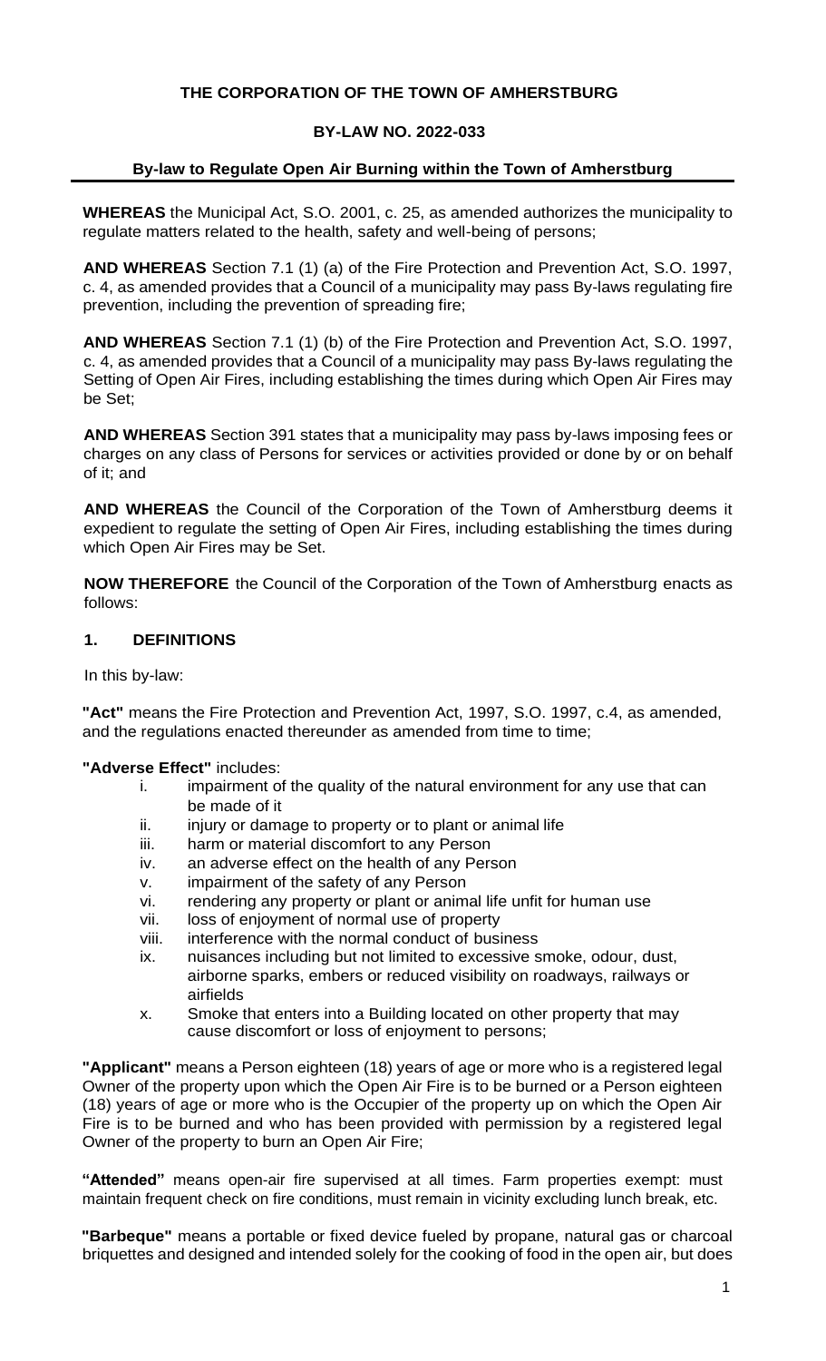**THE CORPORATION OF THE TOWN OF AMHERSTBURG**

**BY-LAW NO. 2022-033**

**By-law to Regulate Open Air Burning within the Town of Amherstburg**

**WHEREAS** the Municipal Act, S.O. 2001, c. 25, as amended authorizes the municipality to regulate matters related to the health, safety and well-being of persons;

**AND WHEREAS** Section 7.1 (1) (a) of the Fire Protection and Prevention Act, S.O. 1997, c. 4, as amended provides that a Council of a municipality may pass By-laws regulating fire prevention, including the prevention of spreading fire;

**AND WHEREAS** Section 7.1 (1) (b) of the Fire Protection and Prevention Act, S.O. 1997, c. 4, as amended provides that a Council of a municipality may pass By-laws regulating the Setting of Open Air Fires, including establishing the times during which Open Air Fires may be Set;

**AND WHEREAS** Section 391 states that a municipality may pass by-laws imposing fees or charges on any class of Persons for services or activities provided or done by or on behalf of it; and

**AND WHEREAS** the Council of the Corporation of the Town of Amherstburg deems it expedient to regulate the setting of Open Air Fires, including establishing the times during which Open Air Fires may be Set.

**NOW THEREFORE** the Council of the Corporation of the Town of Amherstburg enacts as follows:

## 1. DEFINITIONS

In this by-law:

**"Act"** means the Fire Protection and Prevention Act, 1997, S.O. 1997, c.4, as amended, and the regulations enacted thereunder as amended from time to time;

**"Adverse Effect"** includes:

- i. impairment of the quality of the natural environment for any use that can be made of it
- ii. injury or damage to property or to plant or animal life
- iii. harm or material discomfort to any Person
- iv. an adverse effect on the health of any Person
- v. impairment of the safety of any Person
- vi. rendering any property or plant or animal life unfit for human use
- vii. loss of enjoyment of normal use of property
- viii. interference with the normal conduct of business
- ix. nuisances including but not limited to excessive smoke, odour, dust, airborne sparks, embers or reduced visibility on roadways, railways or airfields
- x. Smoke that enters into a Building located on other property that may cause discomfort or loss of enjoyment to persons;

**"Applicant"** means a Person eighteen (18) years of age or more who is a registered legal Owner of the property upon which the Open Air Fire is to be burned or a Person eighteen (18) years of age or more who is the Occupier of the property up on which the Open Air Fire is to be burned and who has been provided with permission by a registered legal Owner of the property to burn an Open Air Fire;

**"Attended"** means open-air fire supervised at all times. Farm properties exempt: must maintain frequent check on fire conditions, must remain in vicinity excluding lunch break, etc.

**"Barbeque"** means a portable or fixed device fueled by propane, natural gas or charcoal briquettes and designed and intended solely for the cooking of food in the open air, but does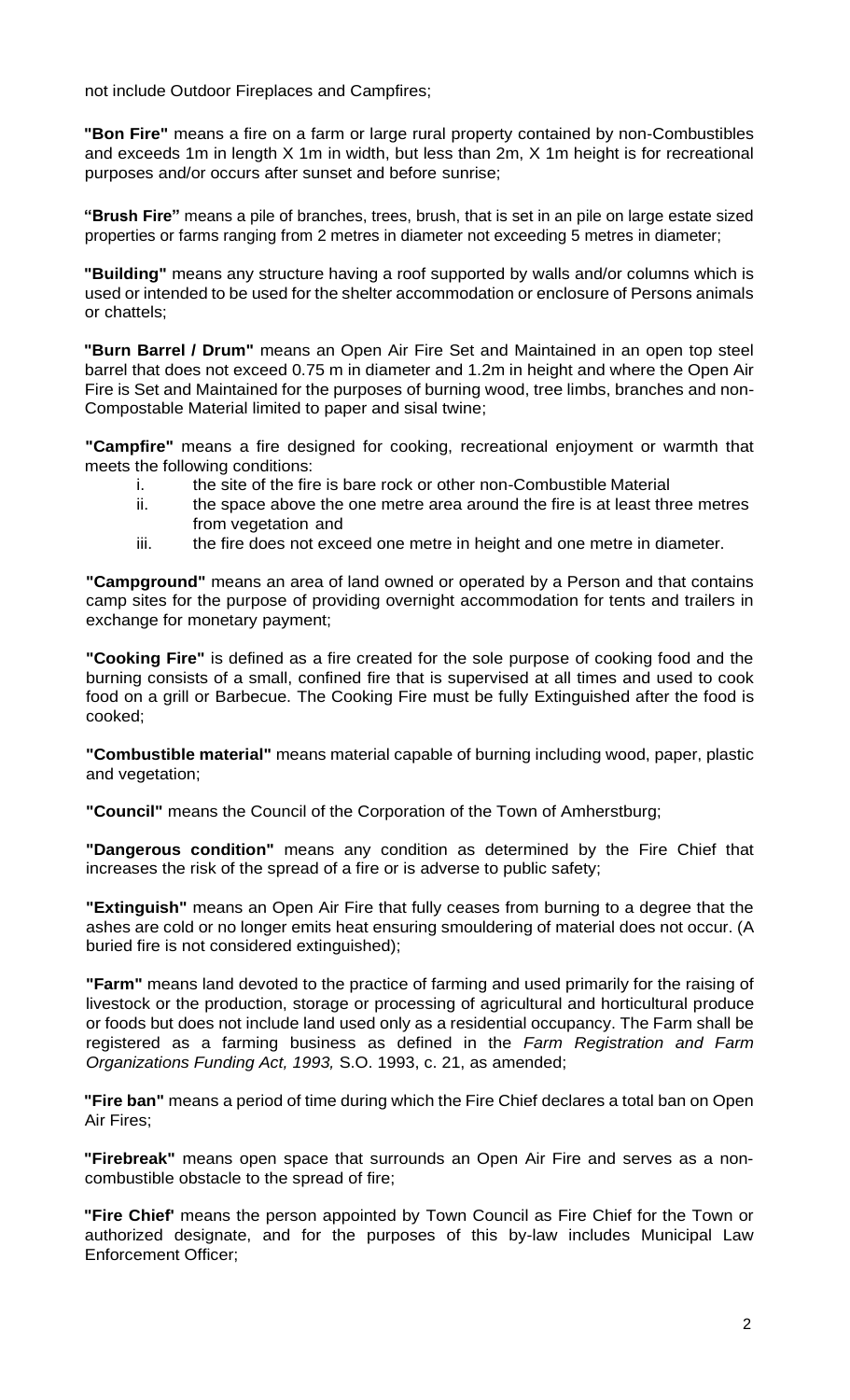not include Outdoor Fireplaces and Campfires;

**"Bon Fire"** means a fire on a farm or large rural property contained by non-Combustibles and exceeds 1m in length X 1m in width, but less than 2m, X 1m height is for recreational purposes and/or occurs after sunset and before sunrise;

**"Brush Fire"** means a pile of branches, trees, brush, that is set in an pile on large estate sized properties or farms ranging from 2 metres in diameter not exceeding 5 metres in diameter;

**"Building"** means any structure having a roof supported by walls and/or columns which is used or intended to be used for the shelter accommodation or enclosure of Persons animals or chattels;

**"Burn Barrel / Drum"** means an Open Air Fire Set and Maintained in an open top steel barrel that does not exceed 0.75 m in diameter and 1.2m in height and where the Open Air Fire is Set and Maintained for the purposes of burning wood, tree limbs, branches and non-Compostable Material limited to paper and sisal twine;

**"Campfire"** means a fire designed for cooking, recreational enjoyment or warmth that meets the following conditions:

i. the site of the fire is bare rock or other non-Combustible Material
ii. the space above the one metre area around the fire is at least three metres from vegetation and
iii. the fire does not exceed one metre in height and one metre in diameter.

**"Campground"** means an area of land owned or operated by a Person and that contains camp sites for the purpose of providing overnight accommodation for tents and trailers in exchange for monetary payment;

**"Cooking Fire"** is defined as a fire created for the sole purpose of cooking food and the burning consists of a small, confined fire that is supervised at all times and used to cook food on a grill or Barbecue. The Cooking Fire must be fully Extinguished after the food is cooked;

**"Combustible material"** means material capable of burning including wood, paper, plastic and vegetation;

**"Council"** means the Council of the Corporation of the Town of Amherstburg;

**"Dangerous condition"** means any condition as determined by the Fire Chief that increases the risk of the spread of a fire or is adverse to public safety;

**"Extinguish"** means an Open Air Fire that fully ceases from burning to a degree that the ashes are cold or no longer emits heat ensuring smouldering of material does not occur. (A buried fire is not considered extinguished);

**"Farm"** means land devoted to the practice of farming and used primarily for the raising of livestock or the production, storage or processing of agricultural and horticultural produce or foods but does not include land used only as a residential occupancy. The Farm shall be registered as a farming business as defined in the *Farm Registration and Farm Organizations Funding Act, 1993,* S.O. 1993, c. 21, as amended;

**"Fire ban"** means a period of time during which the Fire Chief declares a total ban on Open Air Fires;

**"Firebreak"** means open space that surrounds an Open Air Fire and serves as a non-combustible obstacle to the spread of fire;

**"Fire Chief'** means the person appointed by Town Council as Fire Chief for the Town or authorized designate, and for the purposes of this by-law includes Municipal Law Enforcement Officer;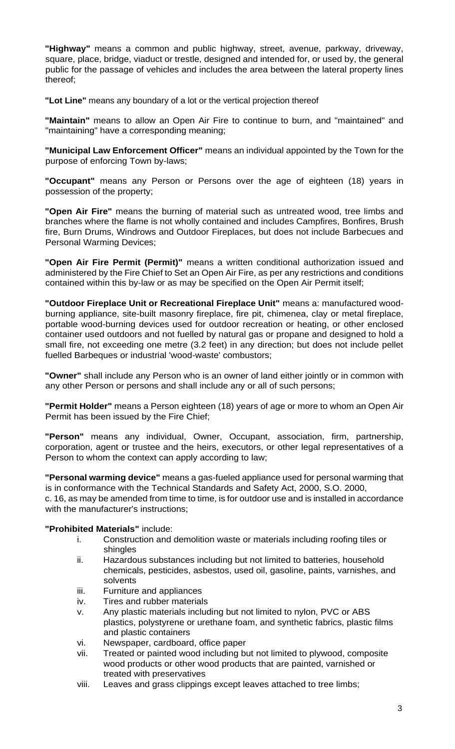**"Highway"** means a common and public highway, street, avenue, parkway, driveway, square, place, bridge, viaduct or trestle, designed and intended for, or used by, the general public for the passage of vehicles and includes the area between the lateral property lines thereof;

**"Lot Line"** means any boundary of a lot or the vertical projection thereof

**"Maintain"** means to allow an Open Air Fire to continue to burn, and "maintained" and "maintaining" have a corresponding meaning;

**"Municipal Law Enforcement Officer"** means an individual appointed by the Town for the purpose of enforcing Town by-laws;

**"Occupant"** means any Person or Persons over the age of eighteen (18) years in possession of the property;

**"Open Air Fire"** means the burning of material such as untreated wood, tree limbs and branches where the flame is not wholly contained and includes Campfires, Bonfires, Brush fire, Burn Drums, Windrows and Outdoor Fireplaces, but does not include Barbecues and Personal Warming Devices;

**"Open Air Fire Permit (Permit)"** means a written conditional authorization issued and administered by the Fire Chief to Set an Open Air Fire, as per any restrictions and conditions contained within this by-law or as may be specified on the Open Air Permit itself;

**"Outdoor Fireplace Unit or Recreational Fireplace Unit"** means a: manufactured wood-burning appliance, site-built masonry fireplace, fire pit, chimenea, clay or metal fireplace, portable wood-burning devices used for outdoor recreation or heating, or other enclosed container used outdoors and not fuelled by natural gas or propane and designed to hold a small fire, not exceeding one metre (3.2 feet) in any direction; but does not include pellet fuelled Barbeques or industrial 'wood-waste' combustors;

**"Owner"** shall include any Person who is an owner of land either jointly or in common with any other Person or persons and shall include any or all of such persons;

**"Permit Holder"** means a Person eighteen (18) years of age or more to whom an Open Air Permit has been issued by the Fire Chief;

**"Person"** means any individual, Owner, Occupant, association, firm, partnership, corporation, agent or trustee and the heirs, executors, or other legal representatives of a Person to whom the context can apply according to law;

**"Personal warming device"** means a gas-fueled appliance used for personal warming that is in conformance with the Technical Standards and Safety Act, 2000, S.O. 2000, c. 16, as may be amended from time to time, is for outdoor use and is installed in accordance with the manufacturer's instructions;

**"Prohibited Materials"** include:

i. Construction and demolition waste or materials including roofing tiles or shingles
ii. Hazardous substances including but not limited to batteries, household chemicals, pesticides, asbestos, used oil, gasoline, paints, varnishes, and solvents
iii. Furniture and appliances
iv. Tires and rubber materials
v. Any plastic materials including but not limited to nylon, PVC or ABS plastics, polystyrene or urethane foam, and synthetic fabrics, plastic films and plastic containers
vi. Newspaper, cardboard, office paper
vii. Treated or painted wood including but not limited to plywood, composite wood products or other wood products that are painted, varnished or treated with preservatives
viii. Leaves and grass clippings except leaves attached to tree limbs;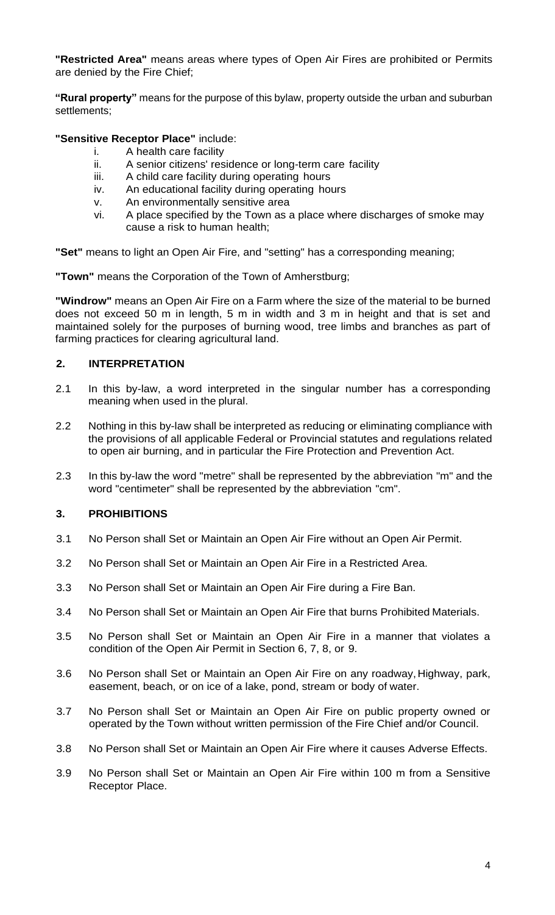**"Restricted Area"** means areas where types of Open Air Fires are prohibited or Permits are denied by the Fire Chief;

**"Rural property"** means for the purpose of this bylaw, property outside the urban and suburban settlements;

**"Sensitive Receptor Place"** include:

i. A health care facility
ii. A senior citizens' residence or long-term care facility
iii. A child care facility during operating hours
iv. An educational facility during operating hours
v. An environmentally sensitive area
vi. A place specified by the Town as a place where discharges of smoke may cause a risk to human health;

**"Set"** means to light an Open Air Fire, and "setting" has a corresponding meaning;

**"Town"** means the Corporation of the Town of Amherstburg;

**"Windrow"** means an Open Air Fire on a Farm where the size of the material to be burned does not exceed 50 m in length, 5 m in width and 3 m in height and that is set and maintained solely for the purposes of burning wood, tree limbs and branches as part of farming practices for clearing agricultural land.

## 2. INTERPRETATION

2.1 In this by-law, a word interpreted in the singular number has a corresponding meaning when used in the plural.

2.2 Nothing in this by-law shall be interpreted as reducing or eliminating compliance with the provisions of all applicable Federal or Provincial statutes and regulations related to open air burning, and in particular the Fire Protection and Prevention Act.

2.3 In this by-law the word "metre" shall be represented by the abbreviation "m" and the word "centimeter" shall be represented by the abbreviation "cm".

## 3. PROHIBITIONS

3.1 No Person shall Set or Maintain an Open Air Fire without an Open Air Permit.

3.2 No Person shall Set or Maintain an Open Air Fire in a Restricted Area.

3.3 No Person shall Set or Maintain an Open Air Fire during a Fire Ban.

3.4 No Person shall Set or Maintain an Open Air Fire that burns Prohibited Materials.

3.5 No Person shall Set or Maintain an Open Air Fire in a manner that violates a condition of the Open Air Permit in Section 6, 7, 8, or 9.

3.6 No Person shall Set or Maintain an Open Air Fire on any roadway, Highway, park, easement, beach, or on ice of a lake, pond, stream or body of water.

3.7 No Person shall Set or Maintain an Open Air Fire on public property owned or operated by the Town without written permission of the Fire Chief and/or Council.

3.8 No Person shall Set or Maintain an Open Air Fire where it causes Adverse Effects.

3.9 No Person shall Set or Maintain an Open Air Fire within 100 m from a Sensitive Receptor Place.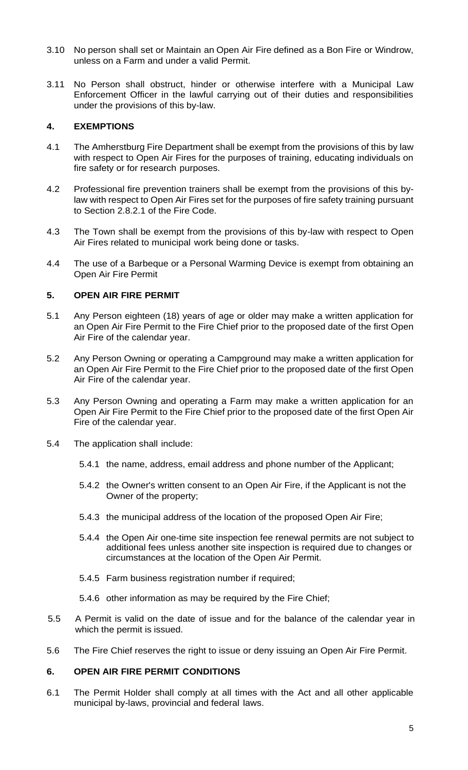3.10 No person shall set or Maintain an Open Air Fire defined as a Bon Fire or Windrow, unless on a Farm and under a valid Permit.

3.11 No Person shall obstruct, hinder or otherwise interfere with a Municipal Law Enforcement Officer in the lawful carrying out of their duties and responsibilities under the provisions of this by-law.

## 4. EXEMPTIONS

4.1 The Amherstburg Fire Department shall be exempt from the provisions of this by law with respect to Open Air Fires for the purposes of training, educating individuals on fire safety or for research purposes.

4.2 Professional fire prevention trainers shall be exempt from the provisions of this by-law with respect to Open Air Fires set for the purposes of fire safety training pursuant to Section 2.8.2.1 of the Fire Code.

4.3 The Town shall be exempt from the provisions of this by-law with respect to Open Air Fires related to municipal work being done or tasks.

4.4 The use of a Barbeque or a Personal Warming Device is exempt from obtaining an Open Air Fire Permit

## 5. OPEN AIR FIRE PERMIT

5.1 Any Person eighteen (18) years of age or older may make a written application for an Open Air Fire Permit to the Fire Chief prior to the proposed date of the first Open Air Fire of the calendar year.

5.2 Any Person Owning or operating a Campground may make a written application for an Open Air Fire Permit to the Fire Chief prior to the proposed date of the first Open Air Fire of the calendar year.

5.3 Any Person Owning and operating a Farm may make a written application for an Open Air Fire Permit to the Fire Chief prior to the proposed date of the first Open Air Fire of the calendar year.

5.4 The application shall include:

5.4.1 the name, address, email address and phone number of the Applicant;

5.4.2 the Owner's written consent to an Open Air Fire, if the Applicant is not the Owner of the property;

5.4.3 the municipal address of the location of the proposed Open Air Fire;

5.4.4 the Open Air one-time site inspection fee renewal permits are not subject to additional fees unless another site inspection is required due to changes or circumstances at the location of the Open Air Permit.

5.4.5 Farm business registration number if required;

5.4.6 other information as may be required by the Fire Chief;

5.5 A Permit is valid on the date of issue and for the balance of the calendar year in which the permit is issued.

5.6 The Fire Chief reserves the right to issue or deny issuing an Open Air Fire Permit.

## 6. OPEN AIR FIRE PERMIT CONDITIONS

6.1 The Permit Holder shall comply at all times with the Act and all other applicable municipal by-laws, provincial and federal laws.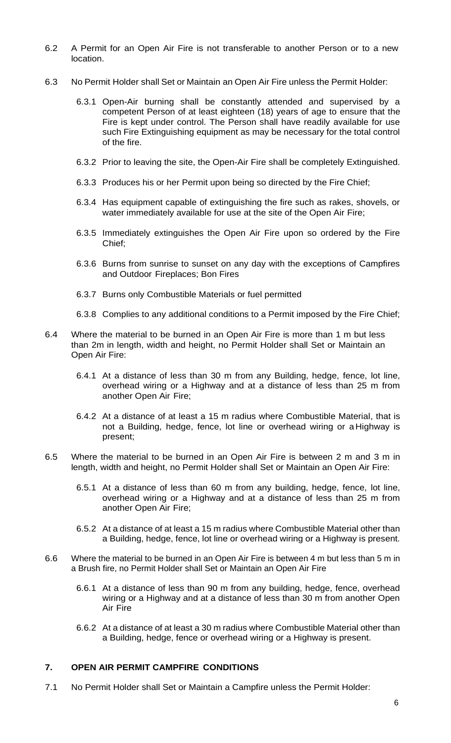6.2 A Permit for an Open Air Fire is not transferable to another Person or to a new location.

6.3 No Permit Holder shall Set or Maintain an Open Air Fire unless the Permit Holder:

6.3.1 Open-Air burning shall be constantly attended and supervised by a competent Person of at least eighteen (18) years of age to ensure that the Fire is kept under control. The Person shall have readily available for use such Fire Extinguishing equipment as may be necessary for the total control of the fire.

6.3.2 Prior to leaving the site, the Open-Air Fire shall be completely Extinguished.

6.3.3 Produces his or her Permit upon being so directed by the Fire Chief;

6.3.4 Has equipment capable of extinguishing the fire such as rakes, shovels, or water immediately available for use at the site of the Open Air Fire;

6.3.5 Immediately extinguishes the Open Air Fire upon so ordered by the Fire Chief;

6.3.6 Burns from sunrise to sunset on any day with the exceptions of Campfires and Outdoor Fireplaces; Bon Fires

6.3.7 Burns only Combustible Materials or fuel permitted

6.3.8 Complies to any additional conditions to a Permit imposed by the Fire Chief;

6.4 Where the material to be burned in an Open Air Fire is more than 1 m but less than 2m in length, width and height, no Permit Holder shall Set or Maintain an Open Air Fire:

6.4.1 At a distance of less than 30 m from any Building, hedge, fence, lot line, overhead wiring or a Highway and at a distance of less than 25 m from another Open Air Fire;

6.4.2 At a distance of at least a 15 m radius where Combustible Material, that is not a Building, hedge, fence, lot line or overhead wiring or a Highway is present;

6.5 Where the material to be burned in an Open Air Fire is between 2 m and 3 m in length, width and height, no Permit Holder shall Set or Maintain an Open Air Fire:

6.5.1 At a distance of less than 60 m from any building, hedge, fence, lot line, overhead wiring or a Highway and at a distance of less than 25 m from another Open Air Fire;

6.5.2 At a distance of at least a 15 m radius where Combustible Material other than a Building, hedge, fence, lot line or overhead wiring or a Highway is present.

6.6 Where the material to be burned in an Open Air Fire is between 4 m but less than 5 m in a Brush fire, no Permit Holder shall Set or Maintain an Open Air Fire

6.6.1 At a distance of less than 90 m from any building, hedge, fence, overhead wiring or a Highway and at a distance of less than 30 m from another Open Air Fire

6.6.2 At a distance of at least a 30 m radius where Combustible Material other than a Building, hedge, fence or overhead wiring or a Highway is present.

## 7. OPEN AIR PERMIT CAMPFIRE CONDITIONS

7.1 No Permit Holder shall Set or Maintain a Campfire unless the Permit Holder: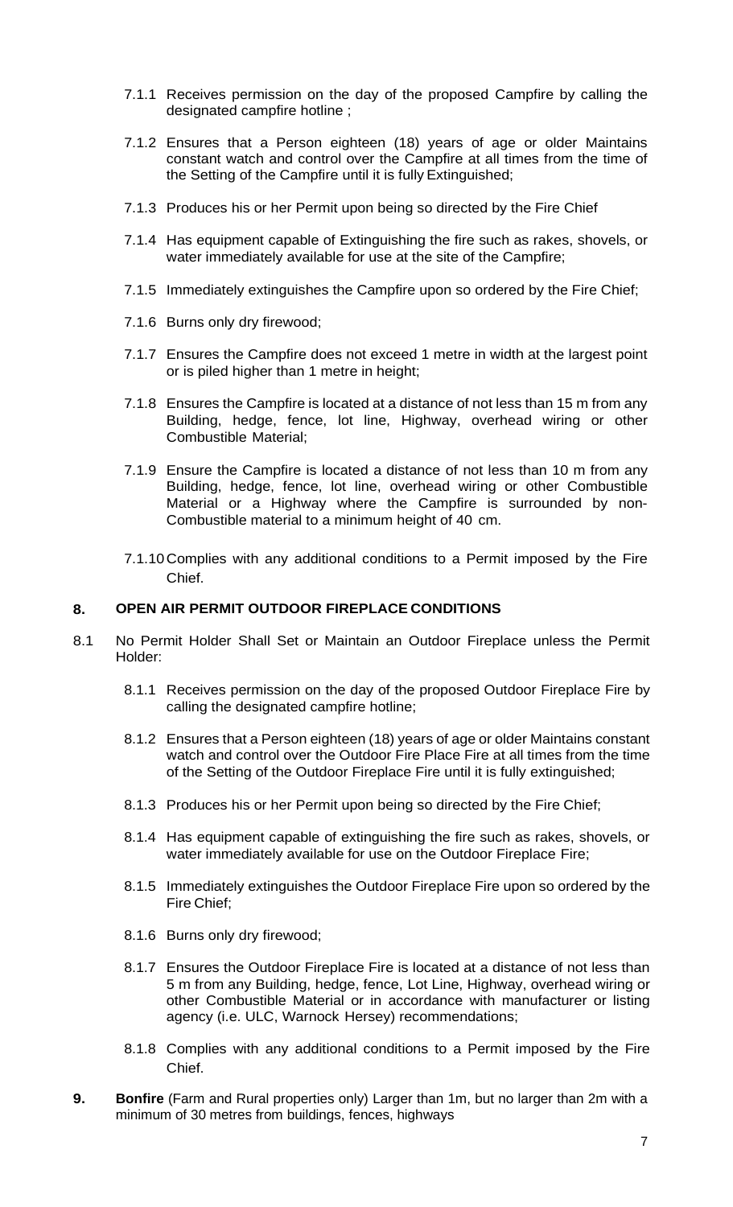7.1.1 Receives permission on the day of the proposed Campfire by calling the designated campfire hotline ;

7.1.2 Ensures that a Person eighteen (18) years of age or older Maintains constant watch and control over the Campfire at all times from the time of the Setting of the Campfire until it is fully Extinguished;

7.1.3 Produces his or her Permit upon being so directed by the Fire Chief

7.1.4 Has equipment capable of Extinguishing the fire such as rakes, shovels, or water immediately available for use at the site of the Campfire;

7.1.5 Immediately extinguishes the Campfire upon so ordered by the Fire Chief;

7.1.6 Burns only dry firewood;

7.1.7 Ensures the Campfire does not exceed 1 metre in width at the largest point or is piled higher than 1 metre in height;

7.1.8 Ensures the Campfire is located at a distance of not less than 15 m from any Building, hedge, fence, lot line, Highway, overhead wiring or other Combustible Material;

7.1.9 Ensure the Campfire is located a distance of not less than 10 m from any Building, hedge, fence, lot line, overhead wiring or other Combustible Material or a Highway where the Campfire is surrounded by non-Combustible material to a minimum height of 40 cm.

7.1.10 Complies with any additional conditions to a Permit imposed by the Fire Chief.

## 8. OPEN AIR PERMIT OUTDOOR FIREPLACE CONDITIONS

8.1 No Permit Holder Shall Set or Maintain an Outdoor Fireplace unless the Permit Holder:

8.1.1 Receives permission on the day of the proposed Outdoor Fireplace Fire by calling the designated campfire hotline;

8.1.2 Ensures that a Person eighteen (18) years of age or older Maintains constant watch and control over the Outdoor Fire Place Fire at all times from the time of the Setting of the Outdoor Fireplace Fire until it is fully extinguished;

8.1.3 Produces his or her Permit upon being so directed by the Fire Chief;

8.1.4 Has equipment capable of extinguishing the fire such as rakes, shovels, or water immediately available for use on the Outdoor Fireplace Fire;

8.1.5 Immediately extinguishes the Outdoor Fireplace Fire upon so ordered by the Fire Chief;

8.1.6 Burns only dry firewood;

8.1.7 Ensures the Outdoor Fireplace Fire is located at a distance of not less than 5 m from any Building, hedge, fence, Lot Line, Highway, overhead wiring or other Combustible Material or in accordance with manufacturer or listing agency (i.e. ULC, Warnock Hersey) recommendations;

8.1.8 Complies with any additional conditions to a Permit imposed by the Fire Chief.

**9. Bonfire** (Farm and Rural properties only) Larger than 1m, but no larger than 2m with a minimum of 30 metres from buildings, fences, highways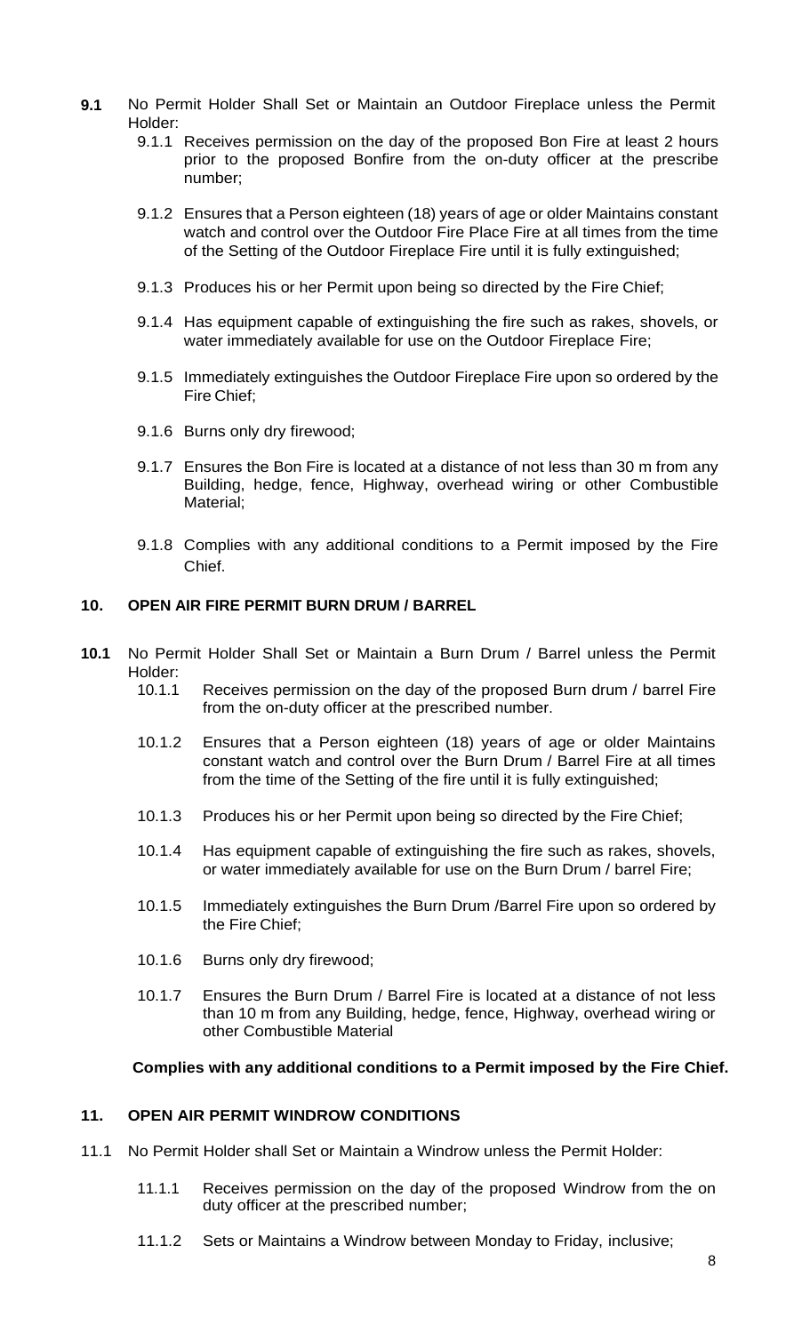**9.1** No Permit Holder Shall Set or Maintain an Outdoor Fireplace unless the Permit Holder:

- 9.1.1 Receives permission on the day of the proposed Bon Fire at least 2 hours prior to the proposed Bonfire from the on-duty officer at the prescribe number;
- 9.1.2 Ensures that a Person eighteen (18) years of age or older Maintains constant watch and control over the Outdoor Fire Place Fire at all times from the time of the Setting of the Outdoor Fireplace Fire until it is fully extinguished;
- 9.1.3 Produces his or her Permit upon being so directed by the Fire Chief;
- 9.1.4 Has equipment capable of extinguishing the fire such as rakes, shovels, or water immediately available for use on the Outdoor Fireplace Fire;
- 9.1.5 Immediately extinguishes the Outdoor Fireplace Fire upon so ordered by the Fire Chief;
- 9.1.6 Burns only dry firewood;
- 9.1.7 Ensures the Bon Fire is located at a distance of not less than 30 m from any Building, hedge, fence, Highway, overhead wiring or other Combustible Material;
- 9.1.8 Complies with any additional conditions to a Permit imposed by the Fire Chief.

## 10. OPEN AIR FIRE PERMIT BURN DRUM / BARREL

**10.1** No Permit Holder Shall Set or Maintain a Burn Drum / Barrel unless the Permit Holder:

- 10.1.1 Receives permission on the day of the proposed Burn drum / barrel Fire from the on-duty officer at the prescribed number.
- 10.1.2 Ensures that a Person eighteen (18) years of age or older Maintains constant watch and control over the Burn Drum / Barrel Fire at all times from the time of the Setting of the fire until it is fully extinguished;
- 10.1.3 Produces his or her Permit upon being so directed by the Fire Chief;
- 10.1.4 Has equipment capable of extinguishing the fire such as rakes, shovels, or water immediately available for use on the Burn Drum / barrel Fire;
- 10.1.5 Immediately extinguishes the Burn Drum /Barrel Fire upon so ordered by the Fire Chief;
- 10.1.6 Burns only dry firewood;
- 10.1.7 Ensures the Burn Drum / Barrel Fire is located at a distance of not less than 10 m from any Building, hedge, fence, Highway, overhead wiring or other Combustible Material

**Complies with any additional conditions to a Permit imposed by the Fire Chief.**

## 11. OPEN AIR PERMIT WINDROW CONDITIONS

11.1 No Permit Holder shall Set or Maintain a Windrow unless the Permit Holder:

- 11.1.1 Receives permission on the day of the proposed Windrow from the on duty officer at the prescribed number;
- 11.1.2 Sets or Maintains a Windrow between Monday to Friday, inclusive;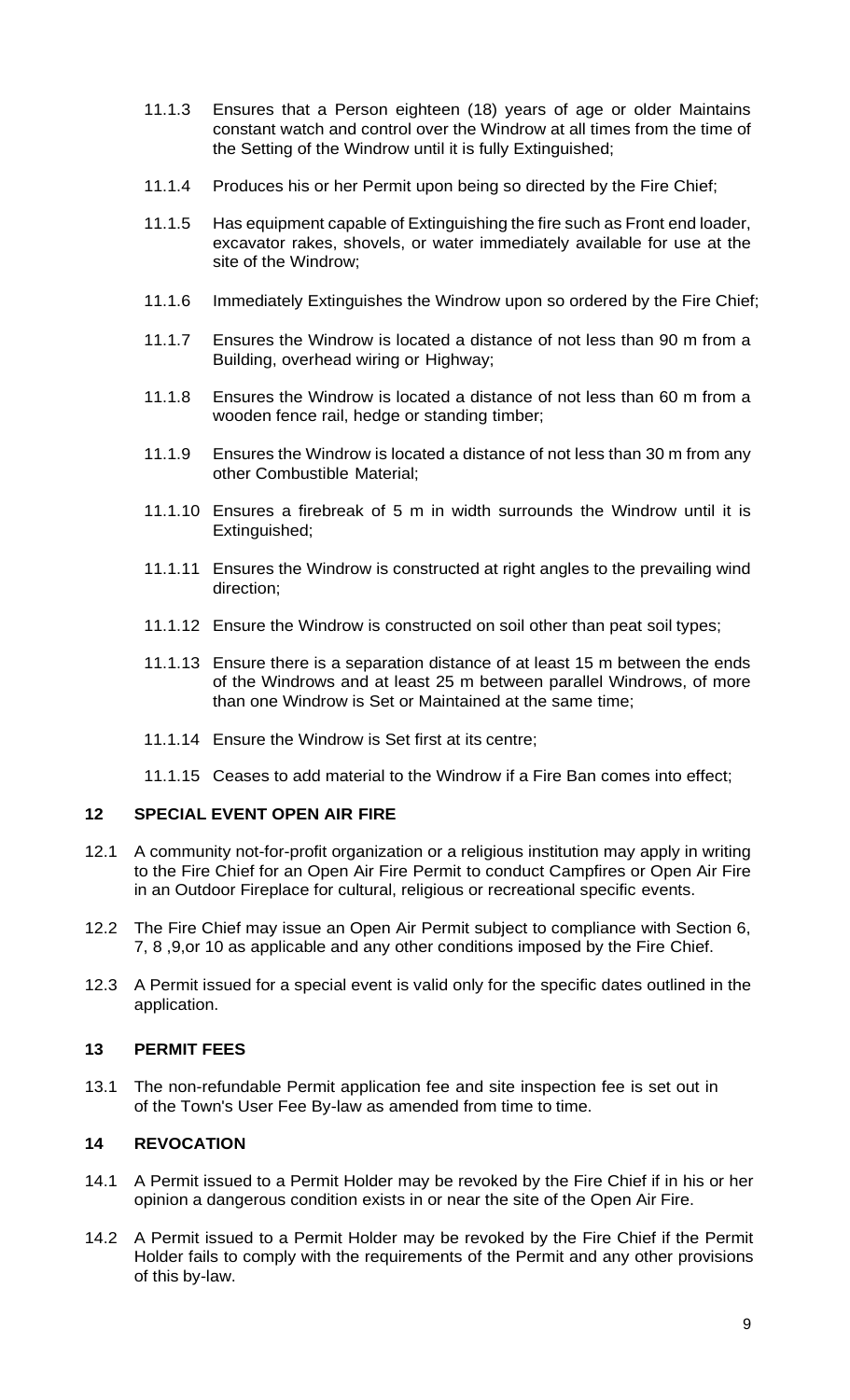11.1.3 Ensures that a Person eighteen (18) years of age or older Maintains constant watch and control over the Windrow at all times from the time of the Setting of the Windrow until it is fully Extinguished;

11.1.4 Produces his or her Permit upon being so directed by the Fire Chief;

11.1.5 Has equipment capable of Extinguishing the fire such as Front end loader, excavator rakes, shovels, or water immediately available for use at the site of the Windrow;

11.1.6 Immediately Extinguishes the Windrow upon so ordered by the Fire Chief;

11.1.7 Ensures the Windrow is located a distance of not less than 90 m from a Building, overhead wiring or Highway;

11.1.8 Ensures the Windrow is located a distance of not less than 60 m from a wooden fence rail, hedge or standing timber;

11.1.9 Ensures the Windrow is located a distance of not less than 30 m from any other Combustible Material;

11.1.10 Ensures a firebreak of 5 m in width surrounds the Windrow until it is Extinguished;

11.1.11 Ensures the Windrow is constructed at right angles to the prevailing wind direction;

11.1.12 Ensure the Windrow is constructed on soil other than peat soil types;

11.1.13 Ensure there is a separation distance of at least 15 m between the ends of the Windrows and at least 25 m between parallel Windrows, of more than one Windrow is Set or Maintained at the same time;

11.1.14 Ensure the Windrow is Set first at its centre;

11.1.15 Ceases to add material to the Windrow if a Fire Ban comes into effect;

## 12 SPECIAL EVENT OPEN AIR FIRE

12.1 A community not-for-profit organization or a religious institution may apply in writing to the Fire Chief for an Open Air Fire Permit to conduct Campfires or Open Air Fire in an Outdoor Fireplace for cultural, religious or recreational specific events.

12.2 The Fire Chief may issue an Open Air Permit subject to compliance with Section 6, 7, 8 ,9,or 10 as applicable and any other conditions imposed by the Fire Chief.

12.3 A Permit issued for a special event is valid only for the specific dates outlined in the application.

## 13 PERMIT FEES

13.1 The non-refundable Permit application fee and site inspection fee is set out in of the Town's User Fee By-law as amended from time to time.

## 14 REVOCATION

14.1 A Permit issued to a Permit Holder may be revoked by the Fire Chief if in his or her opinion a dangerous condition exists in or near the site of the Open Air Fire.

14.2 A Permit issued to a Permit Holder may be revoked by the Fire Chief if the Permit Holder fails to comply with the requirements of the Permit and any other provisions of this by-law.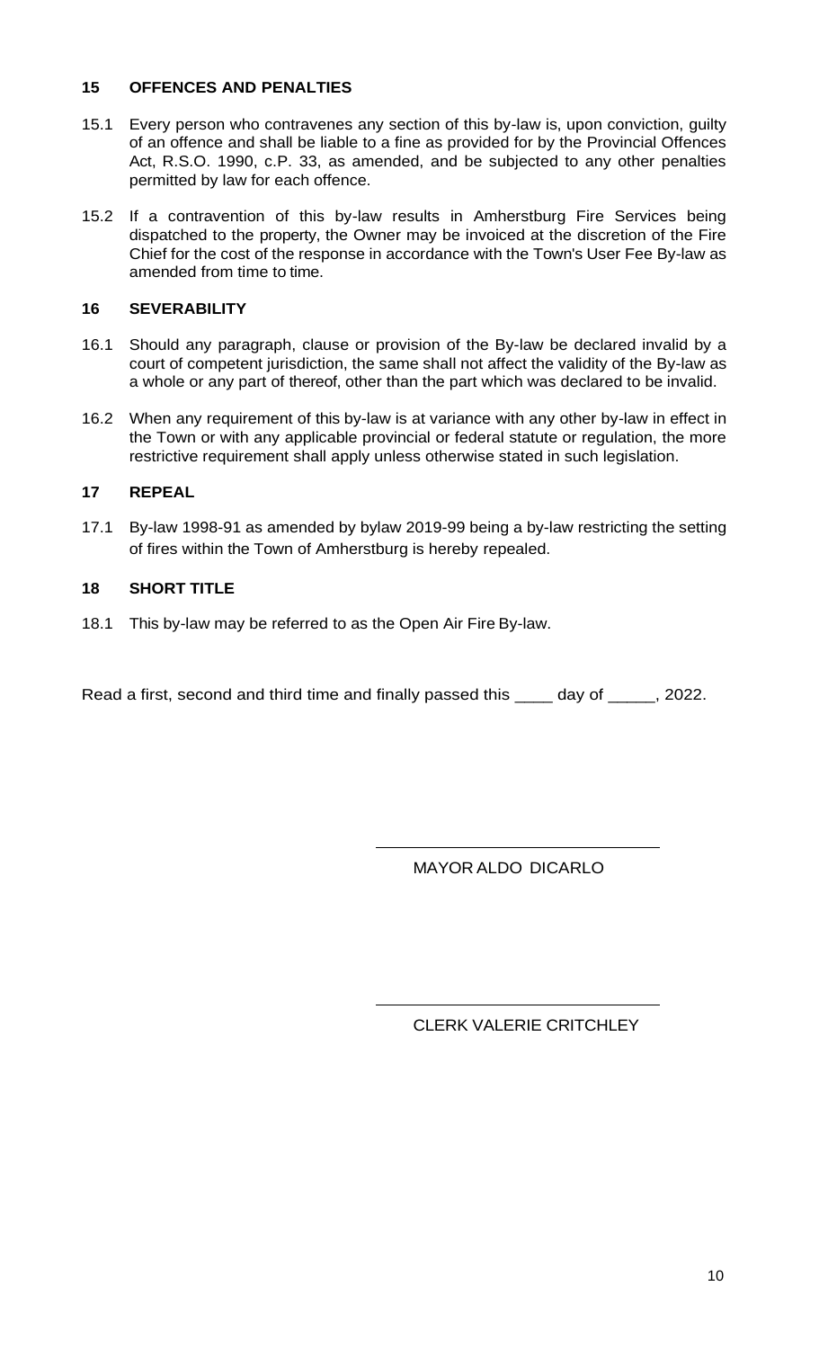## 15 OFFENCES AND PENALTIES

15.1 Every person who contravenes any section of this by-law is, upon conviction, guilty of an offence and shall be liable to a fine as provided for by the Provincial Offences Act, R.S.O. 1990, c.P. 33, as amended, and be subjected to any other penalties permitted by law for each offence.

15.2 If a contravention of this by-law results in Amherstburg Fire Services being dispatched to the property, the Owner may be invoiced at the discretion of the Fire Chief for the cost of the response in accordance with the Town's User Fee By-law as amended from time to time.

## 16 SEVERABILITY

16.1 Should any paragraph, clause or provision of the By-law be declared invalid by a court of competent jurisdiction, the same shall not affect the validity of the By-law as a whole or any part of thereof, other than the part which was declared to be invalid.

16.2 When any requirement of this by-law is at variance with any other by-law in effect in the Town or with any applicable provincial or federal statute or regulation, the more restrictive requirement shall apply unless otherwise stated in such legislation.

## 17 REPEAL

17.1 By-law 1998-91 as amended by bylaw 2019-99 being a by-law restricting the setting of fires within the Town of Amherstburg is hereby repealed.

## 18 SHORT TITLE

18.1 This by-law may be referred to as the Open Air Fire By-law.

Read a first, second and third time and finally passed this ____ day of _____, 2022.

______________________________

MAYOR ALDO DICARLO

______________________________

CLERK VALERIE CRITCHLEY